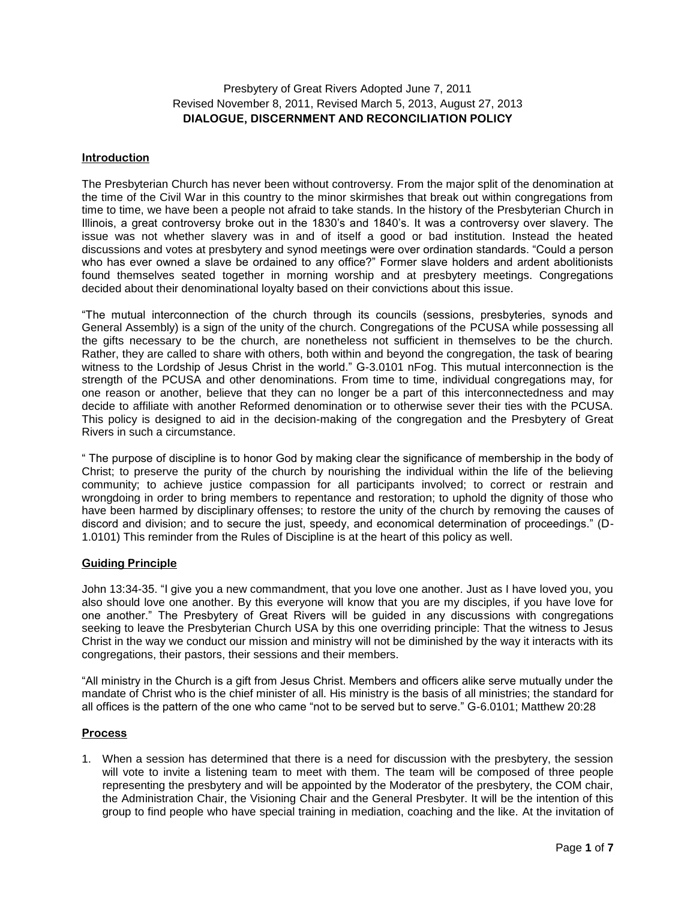Presbytery of Great Rivers Adopted June 7, 2011
Revised November 8, 2011, Revised March 5, 2013, August 27, 2013

**DIALOGUE, DISCERNMENT AND RECONCILIATION POLICY**

## Introduction

The Presbyterian Church has never been without controversy. From the major split of the denomination at the time of the Civil War in this country to the minor skirmishes that break out within congregations from time to time, we have been a people not afraid to take stands. In the history of the Presbyterian Church in Illinois, a great controversy broke out in the 1830's and 1840's. It was a controversy over slavery. The issue was not whether slavery was in and of itself a good or bad institution. Instead the heated discussions and votes at presbytery and synod meetings were over ordination standards. "Could a person who has ever owned a slave be ordained to any office?" Former slave holders and ardent abolitionists found themselves seated together in morning worship and at presbytery meetings. Congregations decided about their denominational loyalty based on their convictions about this issue.

"The mutual interconnection of the church through its councils (sessions, presbyteries, synods and General Assembly) is a sign of the unity of the church. Congregations of the PCUSA while possessing all the gifts necessary to be the church, are nonetheless not sufficient in themselves to be the church. Rather, they are called to share with others, both within and beyond the congregation, the task of bearing witness to the Lordship of Jesus Christ in the world." G-3.0101 nFog. This mutual interconnection is the strength of the PCUSA and other denominations. From time to time, individual congregations may, for one reason or another, believe that they can no longer be a part of this interconnectedness and may decide to affiliate with another Reformed denomination or to otherwise sever their ties with the PCUSA. This policy is designed to aid in the decision-making of the congregation and the Presbytery of Great Rivers in such a circumstance.

" The purpose of discipline is to honor God by making clear the significance of membership in the body of Christ; to preserve the purity of the church by nourishing the individual within the life of the believing community; to achieve justice compassion for all participants involved; to correct or restrain and wrongdoing in order to bring members to repentance and restoration; to uphold the dignity of those who have been harmed by disciplinary offenses; to restore the unity of the church by removing the causes of discord and division; and to secure the just, speedy, and economical determination of proceedings." (D-1.0101) This reminder from the Rules of Discipline is at the heart of this policy as well.

## Guiding Principle

John 13:34-35. "I give you a new commandment, that you love one another. Just as I have loved you, you also should love one another. By this everyone will know that you are my disciples, if you have love for one another." The Presbytery of Great Rivers will be guided in any discussions with congregations seeking to leave the Presbyterian Church USA by this one overriding principle: That the witness to Jesus Christ in the way we conduct our mission and ministry will not be diminished by the way it interacts with its congregations, their pastors, their sessions and their members.

"All ministry in the Church is a gift from Jesus Christ. Members and officers alike serve mutually under the mandate of Christ who is the chief minister of all. His ministry is the basis of all ministries; the standard for all offices is the pattern of the one who came "not to be served but to serve." G-6.0101; Matthew 20:28

## Process

1. When a session has determined that there is a need for discussion with the presbytery, the session will vote to invite a listening team to meet with them. The team will be composed of three people representing the presbytery and will be appointed by the Moderator of the presbytery, the COM chair, the Administration Chair, the Visioning Chair and the General Presbyter. It will be the intention of this group to find people who have special training in mediation, coaching and the like. At the invitation of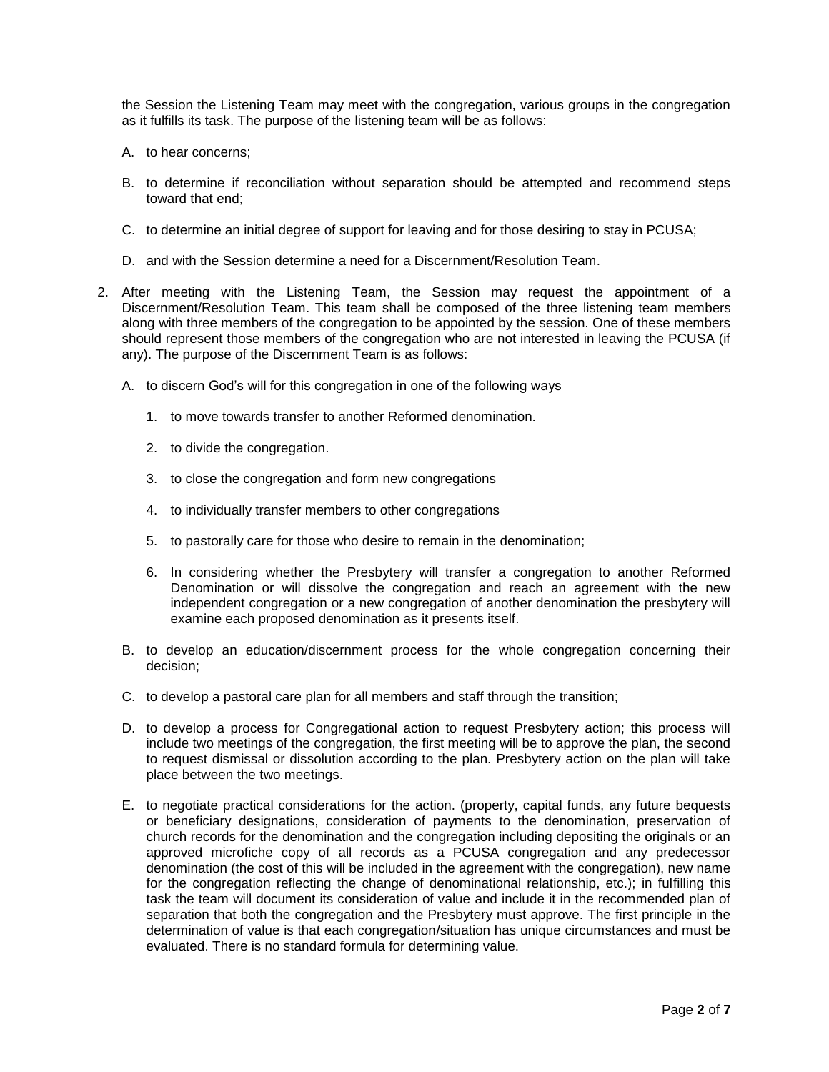the Session the Listening Team may meet with the congregation, various groups in the congregation as it fulfills its task. The purpose of the listening team will be as follows:

A. to hear concerns;

B. to determine if reconciliation without separation should be attempted and recommend steps toward that end;

C. to determine an initial degree of support for leaving and for those desiring to stay in PCUSA;

D. and with the Session determine a need for a Discernment/Resolution Team.

2. After meeting with the Listening Team, the Session may request the appointment of a Discernment/Resolution Team. This team shall be composed of the three listening team members along with three members of the congregation to be appointed by the session. One of these members should represent those members of the congregation who are not interested in leaving the PCUSA (if any). The purpose of the Discernment Team is as follows:

   A. to discern God's will for this congregation in one of the following ways

      1. to move towards transfer to another Reformed denomination.

      2. to divide the congregation.

      3. to close the congregation and form new congregations

      4. to individually transfer members to other congregations

      5. to pastorally care for those who desire to remain in the denomination;

      6. In considering whether the Presbytery will transfer a congregation to another Reformed Denomination or will dissolve the congregation and reach an agreement with the new independent congregation or a new congregation of another denomination the presbytery will examine each proposed denomination as it presents itself.

   B. to develop an education/discernment process for the whole congregation concerning their decision;

   C. to develop a pastoral care plan for all members and staff through the transition;

   D. to develop a process for Congregational action to request Presbytery action; this process will include two meetings of the congregation, the first meeting will be to approve the plan, the second to request dismissal or dissolution according to the plan. Presbytery action on the plan will take place between the two meetings.

   E. to negotiate practical considerations for the action. (property, capital funds, any future bequests or beneficiary designations, consideration of payments to the denomination, preservation of church records for the denomination and the congregation including depositing the originals or an approved microfiche copy of all records as a PCUSA congregation and any predecessor denomination (the cost of this will be included in the agreement with the congregation), new name for the congregation reflecting the change of denominational relationship, etc.); in fulfilling this task the team will document its consideration of value and include it in the recommended plan of separation that both the congregation and the Presbytery must approve. The first principle in the determination of value is that each congregation/situation has unique circumstances and must be evaluated. There is no standard formula for determining value.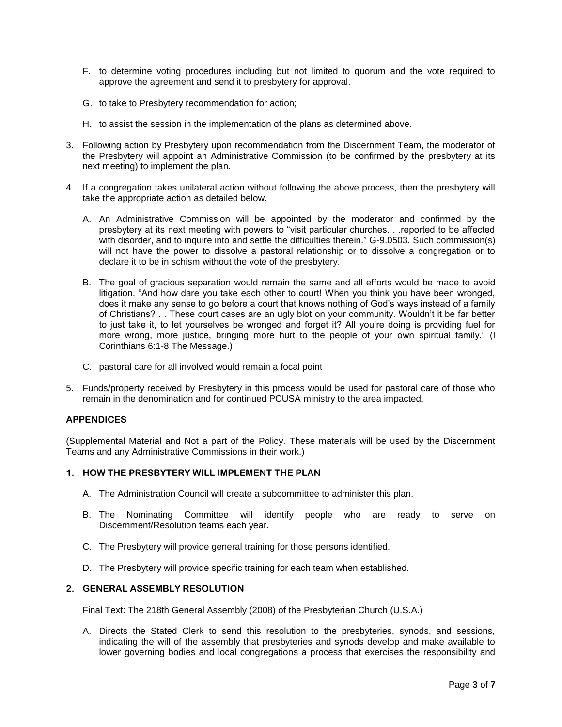F. to determine voting procedures including but not limited to quorum and the vote required to approve the agreement and send it to presbytery for approval.

G. to take to Presbytery recommendation for action;

H. to assist the session in the implementation of the plans as determined above.

3. Following action by Presbytery upon recommendation from the Discernment Team, the moderator of the Presbytery will appoint an Administrative Commission (to be confirmed by the presbytery at its next meeting) to implement the plan.

4. If a congregation takes unilateral action without following the above process, then the presbytery will take the appropriate action as detailed below.

   A. An Administrative Commission will be appointed by the moderator and confirmed by the presbytery at its next meeting with powers to "visit particular churches. . .reported to be affected with disorder, and to inquire into and settle the difficulties therein." G-9.0503. Such commission(s) will not have the power to dissolve a pastoral relationship or to dissolve a congregation or to declare it to be in schism without the vote of the presbytery.

   B. The goal of gracious separation would remain the same and all efforts would be made to avoid litigation. "And how dare you take each other to court! When you think you have been wronged, does it make any sense to go before a court that knows nothing of God's ways instead of a family of Christians? . . These court cases are an ugly blot on your community. Wouldn't it be far better to just take it, to let yourselves be wronged and forget it? All you're doing is providing fuel for more wrong, more justice, bringing more hurt to the people of your own spiritual family." (I Corinthians 6:1-8 The Message.)

   C. pastoral care for all involved would remain a focal point

5. Funds/property received by Presbytery in this process would be used for pastoral care of those who remain in the denomination and for continued PCUSA ministry to the area impacted.

**APPENDICES**

(Supplemental Material and Not a part of the Policy. These materials will be used by the Discernment Teams and any Administrative Commissions in their work.)

**1. HOW THE PRESBYTERY WILL IMPLEMENT THE PLAN**

A. The Administration Council will create a subcommittee to administer this plan.

B. The Nominating Committee will identify people who are ready to serve on Discernment/Resolution teams each year.

C. The Presbytery will provide general training for those persons identified.

D. The Presbytery will provide specific training for each team when established.

**2. GENERAL ASSEMBLY RESOLUTION**

Final Text: The 218th General Assembly (2008) of the Presbyterian Church (U.S.A.)

A. Directs the Stated Clerk to send this resolution to the presbyteries, synods, and sessions, indicating the will of the assembly that presbyteries and synods develop and make available to lower governing bodies and local congregations a process that exercises the responsibility and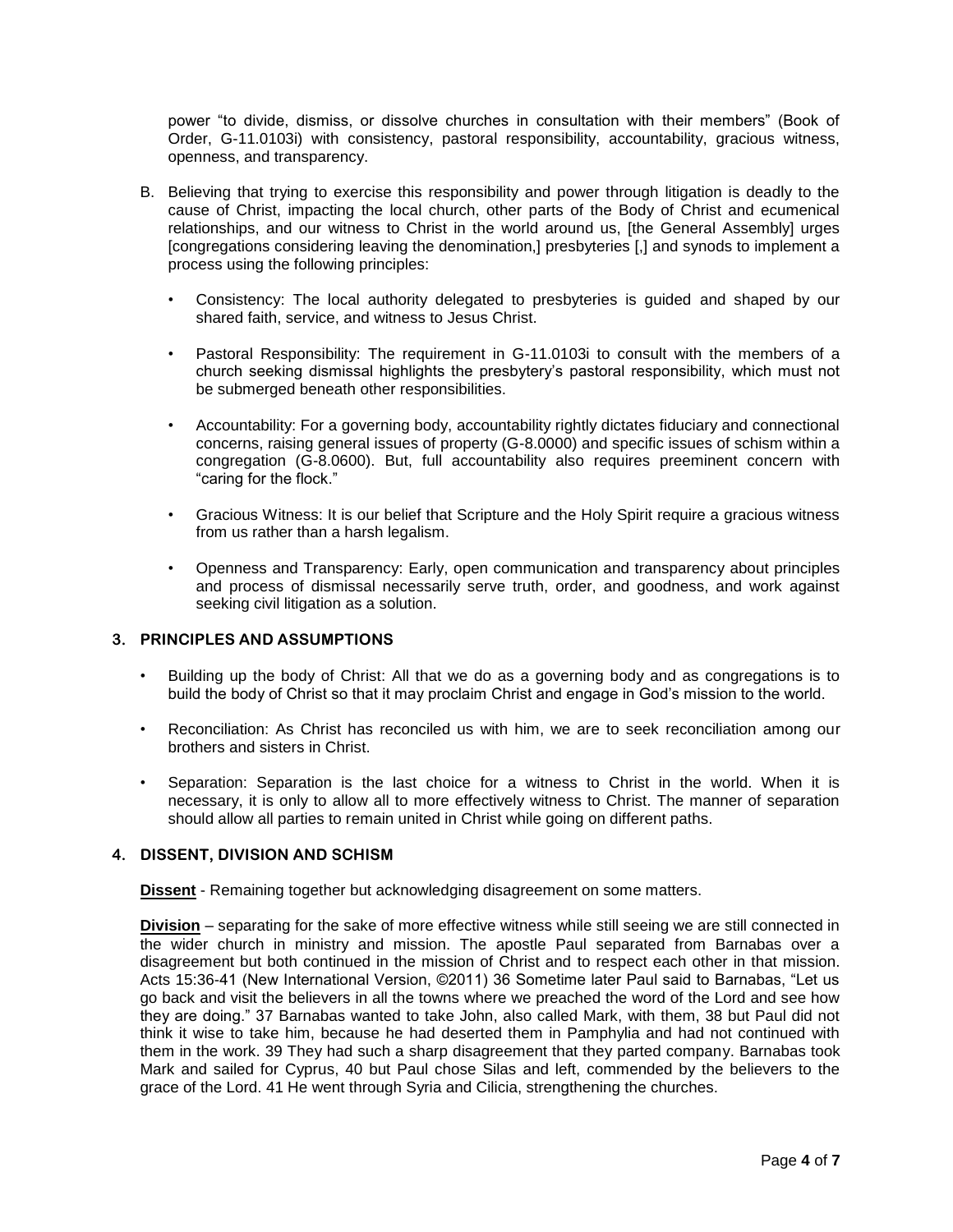power “to divide, dismiss, or dissolve churches in consultation with their members” (Book of Order, G-11.0103i) with consistency, pastoral responsibility, accountability, gracious witness, openness, and transparency.

B. Believing that trying to exercise this responsibility and power through litigation is deadly to the cause of Christ, impacting the local church, other parts of the Body of Christ and ecumenical relationships, and our witness to Christ in the world around us, [the General Assembly] urges [congregations considering leaving the denomination,] presbyteries [,] and synods to implement a process using the following principles:

   - Consistency: The local authority delegated to presbyteries is guided and shaped by our shared faith, service, and witness to Jesus Christ.

   - Pastoral Responsibility: The requirement in G-11.0103i to consult with the members of a church seeking dismissal highlights the presbytery’s pastoral responsibility, which must not be submerged beneath other responsibilities.

   - Accountability: For a governing body, accountability rightly dictates fiduciary and connectional concerns, raising general issues of property (G-8.0000) and specific issues of schism within a congregation (G-8.0600). But, full accountability also requires preeminent concern with “caring for the flock.”

   - Gracious Witness: It is our belief that Scripture and the Holy Spirit require a gracious witness from us rather than a harsh legalism.

   - Openness and Transparency: Early, open communication and transparency about principles and process of dismissal necessarily serve truth, order, and goodness, and work against seeking civil litigation as a solution.

## 3. PRINCIPLES AND ASSUMPTIONS

- Building up the body of Christ: All that we do as a governing body and as congregations is to build the body of Christ so that it may proclaim Christ and engage in God’s mission to the world.

- Reconciliation: As Christ has reconciled us with him, we are to seek reconciliation among our brothers and sisters in Christ.

- Separation: Separation is the last choice for a witness to Christ in the world. When it is necessary, it is only to allow all to more effectively witness to Christ. The manner of separation should allow all parties to remain united in Christ while going on different paths.

## 4. DISSENT, DIVISION AND SCHISM

**Dissent** - Remaining together but acknowledging disagreement on some matters.

**Division** – separating for the sake of more effective witness while still seeing we are still connected in the wider church in ministry and mission. The apostle Paul separated from Barnabas over a disagreement but both continued in the mission of Christ and to respect each other in that mission. Acts 15:36-41 (New International Version, ©2011) 36 Sometime later Paul said to Barnabas, “Let us go back and visit the believers in all the towns where we preached the word of the Lord and see how they are doing.” 37 Barnabas wanted to take John, also called Mark, with them, 38 but Paul did not think it wise to take him, because he had deserted them in Pamphylia and had not continued with them in the work. 39 They had such a sharp disagreement that they parted company. Barnabas took Mark and sailed for Cyprus, 40 but Paul chose Silas and left, commended by the believers to the grace of the Lord. 41 He went through Syria and Cilicia, strengthening the churches.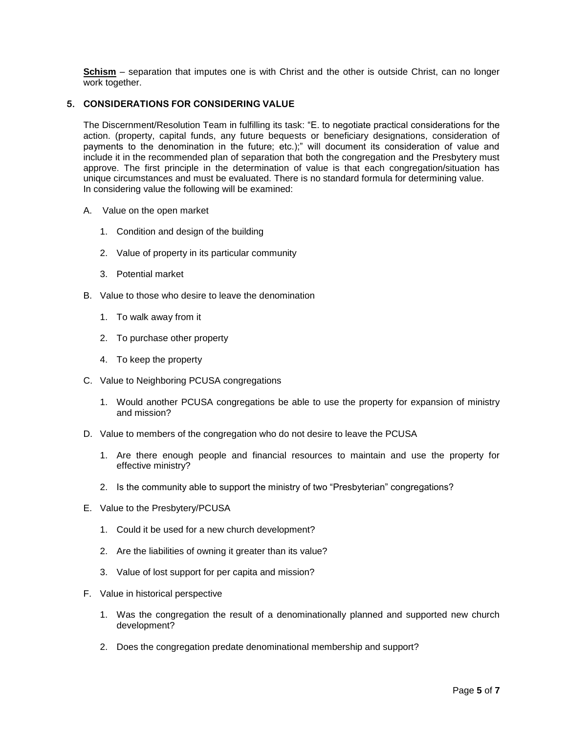**Schism** – separation that imputes one is with Christ and the other is outside Christ, can no longer work together.

## 5. CONSIDERATIONS FOR CONSIDERING VALUE

The Discernment/Resolution Team in fulfilling its task: "E. to negotiate practical considerations for the action. (property, capital funds, any future bequests or beneficiary designations, consideration of payments to the denomination in the future; etc.);" will document its consideration of value and include it in the recommended plan of separation that both the congregation and the Presbytery must approve. The first principle in the determination of value is that each congregation/situation has unique circumstances and must be evaluated. There is no standard formula for determining value.
In considering value the following will be examined:

A. Value on the open market

1. Condition and design of the building
2. Value of property in its particular community
3. Potential market

B. Value to those who desire to leave the denomination

1. To walk away from it
2. To purchase other property
4. To keep the property

C. Value to Neighboring PCUSA congregations

1. Would another PCUSA congregations be able to use the property for expansion of ministry and mission?

D. Value to members of the congregation who do not desire to leave the PCUSA

1. Are there enough people and financial resources to maintain and use the property for effective ministry?
2. Is the community able to support the ministry of two "Presbyterian" congregations?

E. Value to the Presbytery/PCUSA

1. Could it be used for a new church development?
2. Are the liabilities of owning it greater than its value?
3. Value of lost support for per capita and mission?

F. Value in historical perspective

1. Was the congregation the result of a denominationally planned and supported new church development?
2. Does the congregation predate denominational membership and support?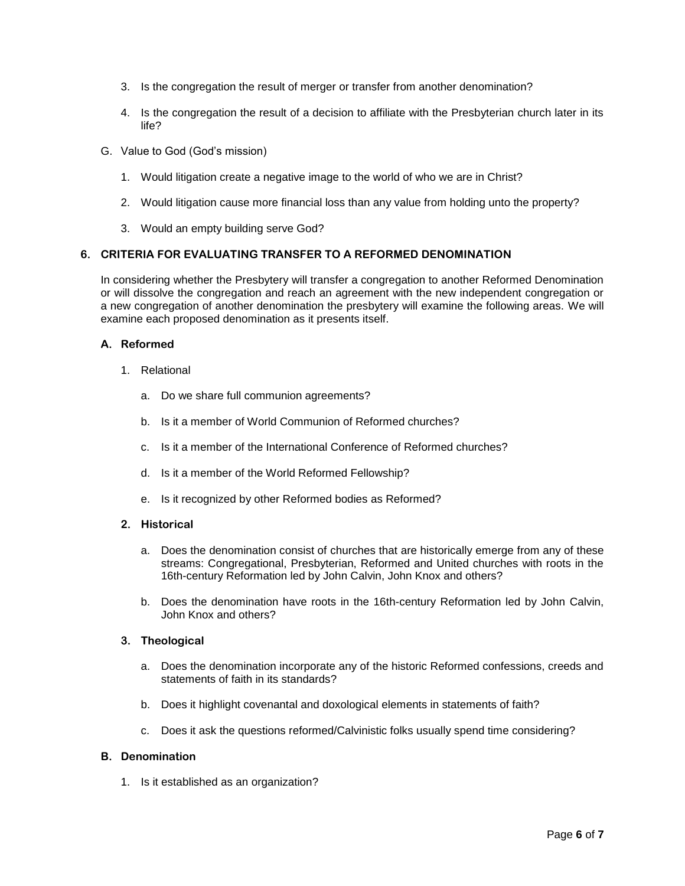3. Is the congregation the result of merger or transfer from another denomination?

4. Is the congregation the result of a decision to affiliate with the Presbyterian church later in its life?

G. Value to God (God's mission)

1. Would litigation create a negative image to the world of who we are in Christ?

2. Would litigation cause more financial loss than any value from holding unto the property?

3. Would an empty building serve God?

## 6. CRITERIA FOR EVALUATING TRANSFER TO A REFORMED DENOMINATION

In considering whether the Presbytery will transfer a congregation to another Reformed Denomination or will dissolve the congregation and reach an agreement with the new independent congregation or a new congregation of another denomination the presbytery will examine the following areas. We will examine each proposed denomination as it presents itself.

### A. Reformed

1. Relational

   a. Do we share full communion agreements?

   b. Is it a member of World Communion of Reformed churches?

   c. Is it a member of the International Conference of Reformed churches?

   d. Is it a member of the World Reformed Fellowship?

   e. Is it recognized by other Reformed bodies as Reformed?

2. **Historical**

   a. Does the denomination consist of churches that are historically emerge from any of these streams: Congregational, Presbyterian, Reformed and United churches with roots in the 16th-century Reformation led by John Calvin, John Knox and others?

   b. Does the denomination have roots in the 16th-century Reformation led by John Calvin, John Knox and others?

3. **Theological**

   a. Does the denomination incorporate any of the historic Reformed confessions, creeds and statements of faith in its standards?

   b. Does it highlight covenantal and doxological elements in statements of faith?

   c. Does it ask the questions reformed/Calvinistic folks usually spend time considering?

### B. Denomination

1. Is it established as an organization?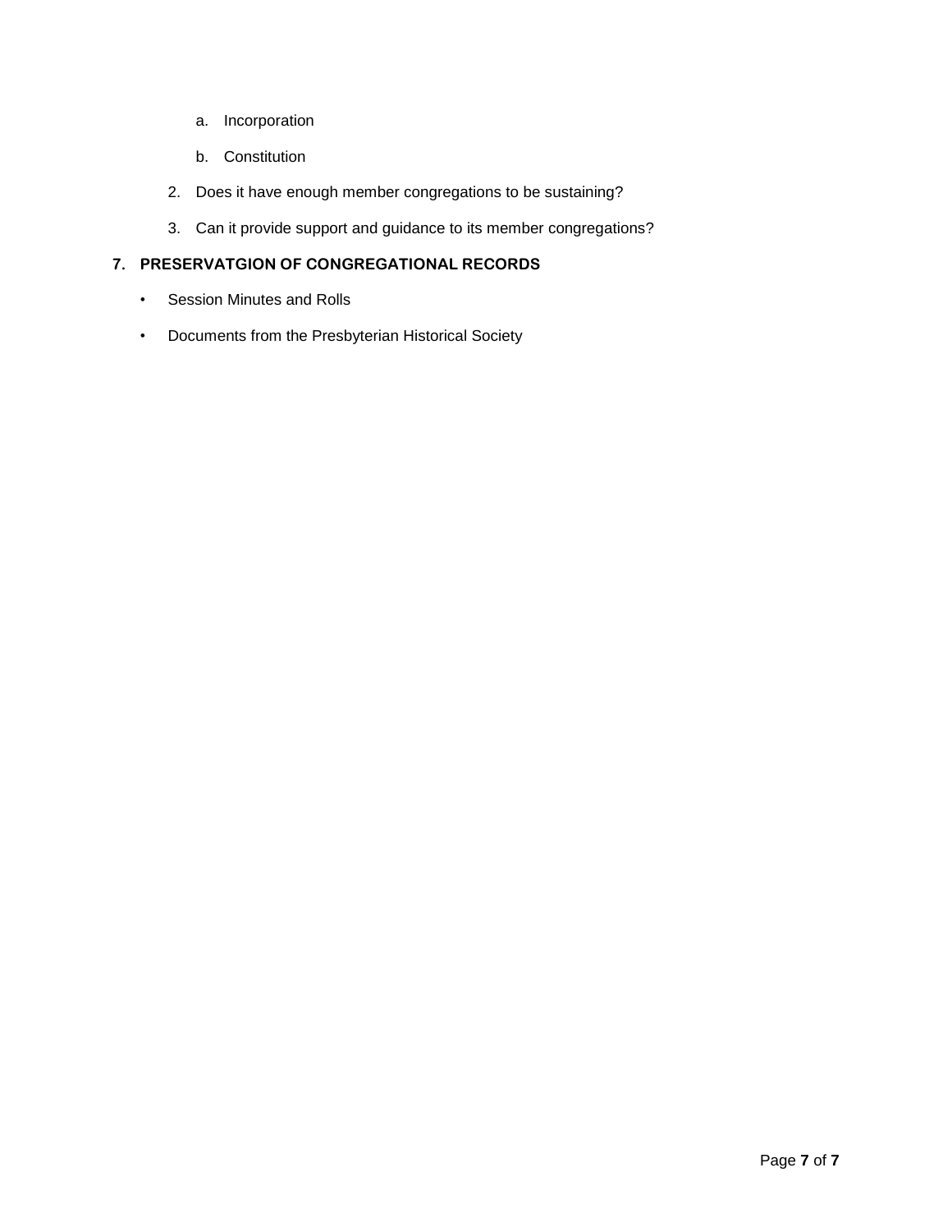a. Incorporation

   b. Constitution

2. Does it have enough member congregations to be sustaining?

3. Can it provide support and guidance to its member congregations?

## 7. PRESERVATGION OF CONGREGATIONAL RECORDS

- Session Minutes and Rolls
- Documents from the Presbyterian Historical Society